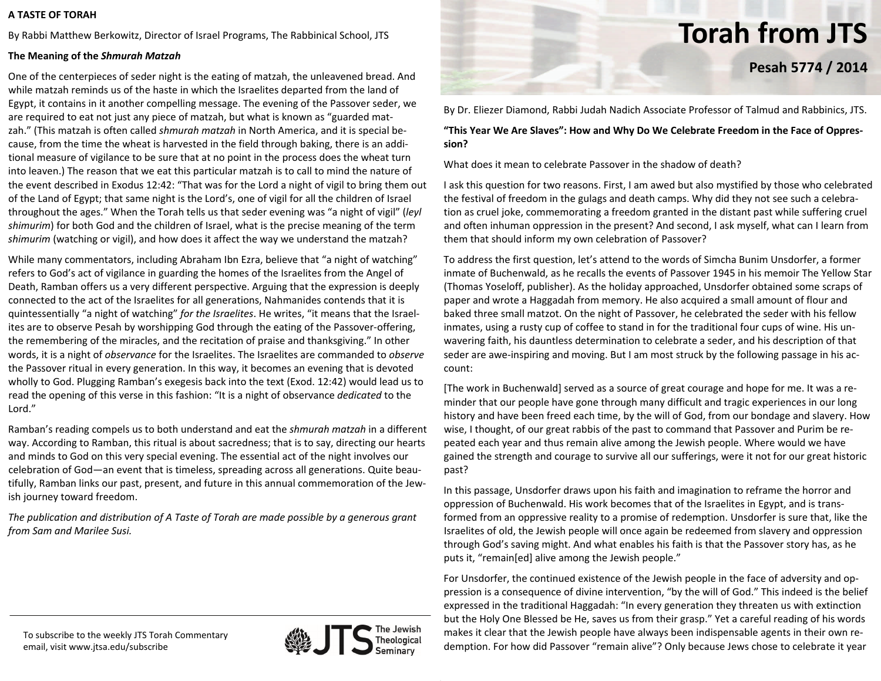# Torah from JTS

## Pesah 5774 / 2014

### A TASTE OF TORAH

By Rabbi Matthew Berkowitz, Director of Israel Programs, The Rabbinical School, JTS

**The Meaning of the *Shmurah Matzah***

One of the centerpieces of seder night is the eating of matzah, the unleavened bread. And while matzah reminds us of the haste in which the Israelites departed from the land of Egypt, it contains in it another compelling message. The evening of the Passover seder, we are required to eat not just any piece of matzah, but what is known as "guarded matzah." (This matzah is often called *shmurah matzah* in North America, and it is special because, from the time the wheat is harvested in the field through baking, there is an additional measure of vigilance to be sure that at no point in the process does the wheat turn into leaven.) The reason that we eat this particular matzah is to call to mind the nature of the event described in Exodus 12:42: "That was for the Lord a night of vigil to bring them out of the Land of Egypt; that same night is the Lord's, one of vigil for all the children of Israel throughout the ages." When the Torah tells us that seder evening was "a night of vigil" (*leyl shimurim*) for both God and the children of Israel, what is the precise meaning of the term *shimurim* (watching or vigil), and how does it affect the way we understand the matzah?

While many commentators, including Abraham Ibn Ezra, believe that "a night of watching" refers to God's act of vigilance in guarding the homes of the Israelites from the Angel of Death, Ramban offers us a very different perspective. Arguing that the expression is deeply connected to the act of the Israelites for all generations, Nahmanides contends that it is quintessentially "a night of watching" *for the Israelites*. He writes, "it means that the Israelites are to observe Pesah by worshipping God through the eating of the Passover-offering, the remembering of the miracles, and the recitation of praise and thanksgiving." In other words, it is a night of *observance* for the Israelites. The Israelites are commanded to *observe* the Passover ritual in every generation. In this way, it becomes an evening that is devoted wholly to God. Plugging Ramban's exegesis back into the text (Exod. 12:42) would lead us to read the opening of this verse in this fashion: "It is a night of observance *dedicated* to the Lord."

Ramban's reading compels us to both understand and eat the *shmurah matzah* in a different way. According to Ramban, this ritual is about sacredness; that is to say, directing our hearts and minds to God on this very special evening. The essential act of the night involves our celebration of God—an event that is timeless, spreading across all generations. Quite beautifully, Ramban links our past, present, and future in this annual commemoration of the Jewish journey toward freedom.

*The publication and distribution of A Taste of Torah are made possible by a generous grant from Sam and Marilee Susi.*

To subscribe to the weekly JTS Torah Commentary email, visit www.jtsa.edu/subscribe

JTS The Jewish Theological Seminary

---

By Dr. Eliezer Diamond, Rabbi Judah Nadich Associate Professor of Talmud and Rabbinics, JTS.

**"This Year We Are Slaves": How and Why Do We Celebrate Freedom in the Face of Oppression?**

What does it mean to celebrate Passover in the shadow of death?

I ask this question for two reasons. First, I am awed but also mystified by those who celebrated the festival of freedom in the gulags and death camps. Why did they not see such a celebration as cruel joke, commemorating a freedom granted in the distant past while suffering cruel and often inhuman oppression in the present? And second, I ask myself, what can I learn from them that should inform my own celebration of Passover?

To address the first question, let's attend to the words of Simcha Bunim Unsdorfer, a former inmate of Buchenwald, as he recalls the events of Passover 1945 in his memoir The Yellow Star (Thomas Yoseloff, publisher). As the holiday approached, Unsdorfer obtained some scraps of paper and wrote a Haggadah from memory. He also acquired a small amount of flour and baked three small matzot. On the night of Passover, he celebrated the seder with his fellow inmates, using a rusty cup of coffee to stand in for the traditional four cups of wine. His unwavering faith, his dauntless determination to celebrate a seder, and his description of that seder are awe-inspiring and moving. But I am most struck by the following passage in his account:

[The work in Buchenwald] served as a source of great courage and hope for me. It was a reminder that our people have gone through many difficult and tragic experiences in our long history and have been freed each time, by the will of God, from our bondage and slavery. How wise, I thought, of our great rabbis of the past to command that Passover and Purim be repeated each year and thus remain alive among the Jewish people. Where would we have gained the strength and courage to survive all our sufferings, were it not for our great historic past?

In this passage, Unsdorfer draws upon his faith and imagination to reframe the horror and oppression of Buchenwald. His work becomes that of the Israelites in Egypt, and is transformed from an oppressive reality to a promise of redemption. Unsdorfer is sure that, like the Israelites of old, the Jewish people will once again be redeemed from slavery and oppression through God's saving might. And what enables his faith is that the Passover story has, as he puts it, "remain[ed] alive among the Jewish people."

For Unsdorfer, the continued existence of the Jewish people in the face of adversity and oppression is a consequence of divine intervention, "by the will of God." This indeed is the belief expressed in the traditional Haggadah: "In every generation they threaten us with extinction but the Holy One Blessed be He, saves us from their grasp." Yet a careful reading of his words makes it clear that the Jewish people have always been indispensable agents in their own redemption. For how did Passover "remain alive"? Only because Jews chose to celebrate it year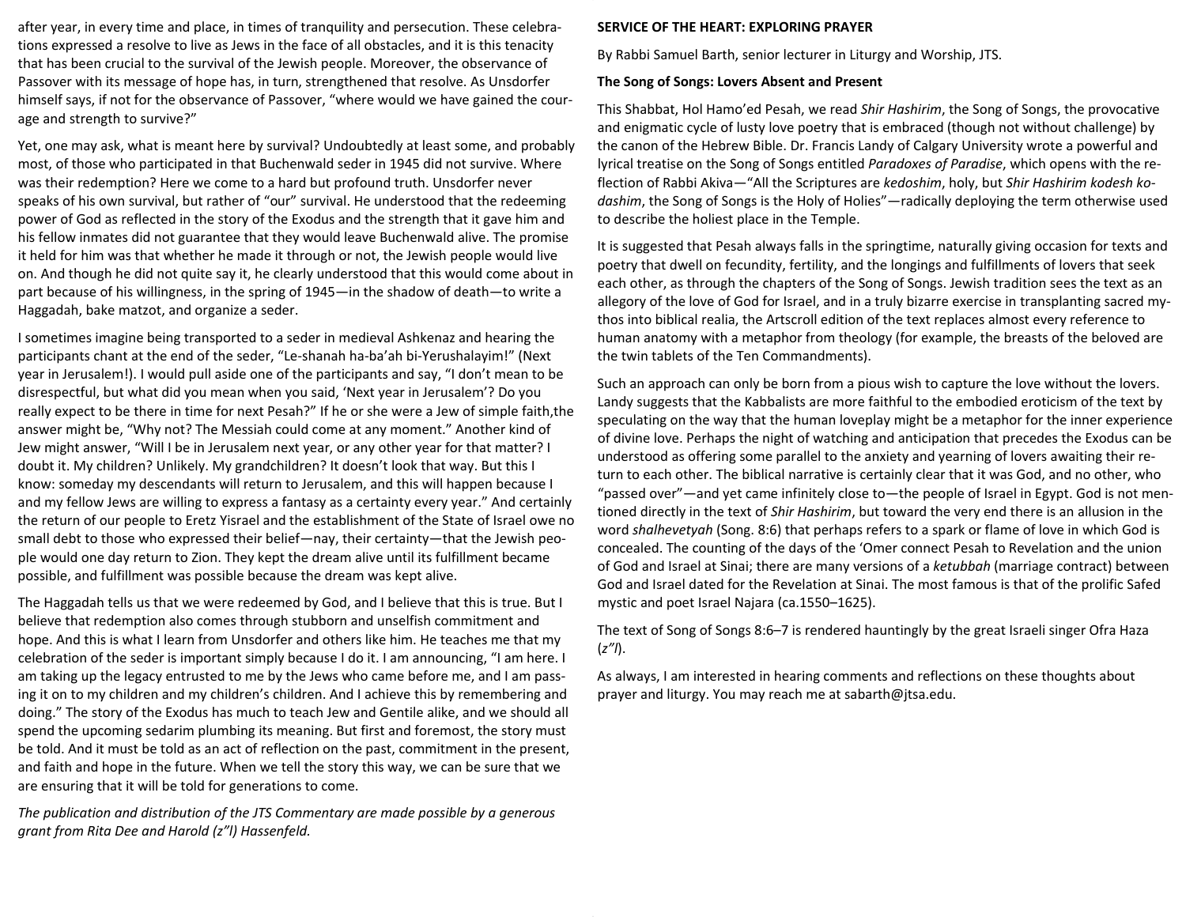after year, in every time and place, in times of tranquility and persecution. These celebrations expressed a resolve to live as Jews in the face of all obstacles, and it is this tenacity that has been crucial to the survival of the Jewish people. Moreover, the observance of Passover with its message of hope has, in turn, strengthened that resolve. As Unsdorfer himself says, if not for the observance of Passover, "where would we have gained the courage and strength to survive?"

Yet, one may ask, what is meant here by survival? Undoubtedly at least some, and probably most, of those who participated in that Buchenwald seder in 1945 did not survive. Where was their redemption? Here we come to a hard but profound truth. Unsdorfer never speaks of his own survival, but rather of "our" survival. He understood that the redeeming power of God as reflected in the story of the Exodus and the strength that it gave him and his fellow inmates did not guarantee that they would leave Buchenwald alive. The promise it held for him was that whether he made it through or not, the Jewish people would live on. And though he did not quite say it, he clearly understood that this would come about in part because of his willingness, in the spring of 1945—in the shadow of death—to write a Haggadah, bake matzot, and organize a seder.

I sometimes imagine being transported to a seder in medieval Ashkenaz and hearing the participants chant at the end of the seder, "Le-shanah ha-ba'ah bi-Yerushalayim!" (Next year in Jerusalem!). I would pull aside one of the participants and say, "I don't mean to be disrespectful, but what did you mean when you said, 'Next year in Jerusalem'? Do you really expect to be there in time for next Pesah?" If he or she were a Jew of simple faith,the answer might be, "Why not? The Messiah could come at any moment." Another kind of Jew might answer, "Will I be in Jerusalem next year, or any other year for that matter? I doubt it. My children? Unlikely. My grandchildren? It doesn't look that way. But this I know: someday my descendants will return to Jerusalem, and this will happen because I and my fellow Jews are willing to express a fantasy as a certainty every year." And certainly the return of our people to Eretz Yisrael and the establishment of the State of Israel owe no small debt to those who expressed their belief—nay, their certainty—that the Jewish people would one day return to Zion. They kept the dream alive until its fulfillment became possible, and fulfillment was possible because the dream was kept alive.

The Haggadah tells us that we were redeemed by God, and I believe that this is true. But I believe that redemption also comes through stubborn and unselfish commitment and hope. And this is what I learn from Unsdorfer and others like him. He teaches me that my celebration of the seder is important simply because I do it. I am announcing, "I am here. I am taking up the legacy entrusted to me by the Jews who came before me, and I am passing it on to my children and my children's children. And I achieve this by remembering and doing." The story of the Exodus has much to teach Jew and Gentile alike, and we should all spend the upcoming sedarim plumbing its meaning. But first and foremost, the story must be told. And it must be told as an act of reflection on the past, commitment in the present, and faith and hope in the future. When we tell the story this way, we can be sure that we are ensuring that it will be told for generations to come.

*The publication and distribution of the JTS Commentary are made possible by a generous grant from Rita Dee and Harold (z"l) Hassenfeld.*

**SERVICE OF THE HEART: EXPLORING PRAYER**

By Rabbi Samuel Barth, senior lecturer in Liturgy and Worship, JTS.

**The Song of Songs: Lovers Absent and Present**

This Shabbat, Hol Hamo'ed Pesah, we read *Shir Hashirim*, the Song of Songs, the provocative and enigmatic cycle of lusty love poetry that is embraced (though not without challenge) by the canon of the Hebrew Bible. Dr. Francis Landy of Calgary University wrote a powerful and lyrical treatise on the Song of Songs entitled *Paradoxes of Paradise*, which opens with the reflection of Rabbi Akiva—"All the Scriptures are *kedoshim*, holy, but *Shir Hashirim kodesh kodashim*, the Song of Songs is the Holy of Holies"—radically deploying the term otherwise used to describe the holiest place in the Temple.

It is suggested that Pesah always falls in the springtime, naturally giving occasion for texts and poetry that dwell on fecundity, fertility, and the longings and fulfillments of lovers that seek each other, as through the chapters of the Song of Songs. Jewish tradition sees the text as an allegory of the love of God for Israel, and in a truly bizarre exercise in transplanting sacred mythos into biblical realia, the Artscroll edition of the text replaces almost every reference to human anatomy with a metaphor from theology (for example, the breasts of the beloved are the twin tablets of the Ten Commandments).

Such an approach can only be born from a pious wish to capture the love without the lovers. Landy suggests that the Kabbalists are more faithful to the embodied eroticism of the text by speculating on the way that the human loveplay might be a metaphor for the inner experience of divine love. Perhaps the night of watching and anticipation that precedes the Exodus can be understood as offering some parallel to the anxiety and yearning of lovers awaiting their return to each other. The biblical narrative is certainly clear that it was God, and no other, who "passed over"—and yet came infinitely close to—the people of Israel in Egypt. God is not mentioned directly in the text of *Shir Hashirim*, but toward the very end there is an allusion in the word *shalhevetyah* (Song. 8:6) that perhaps refers to a spark or flame of love in which God is concealed. The counting of the days of the 'Omer connect Pesah to Revelation and the union of God and Israel at Sinai; there are many versions of a *ketubbah* (marriage contract) between God and Israel dated for the Revelation at Sinai. The most famous is that of the prolific Safed mystic and poet Israel Najara (ca.1550–1625).

The text of Song of Songs 8:6–7 is rendered hauntingly by the great Israeli singer Ofra Haza (*z"l*).

As always, I am interested in hearing comments and reflections on these thoughts about prayer and liturgy. You may reach me at sabarth@jtsa.edu.